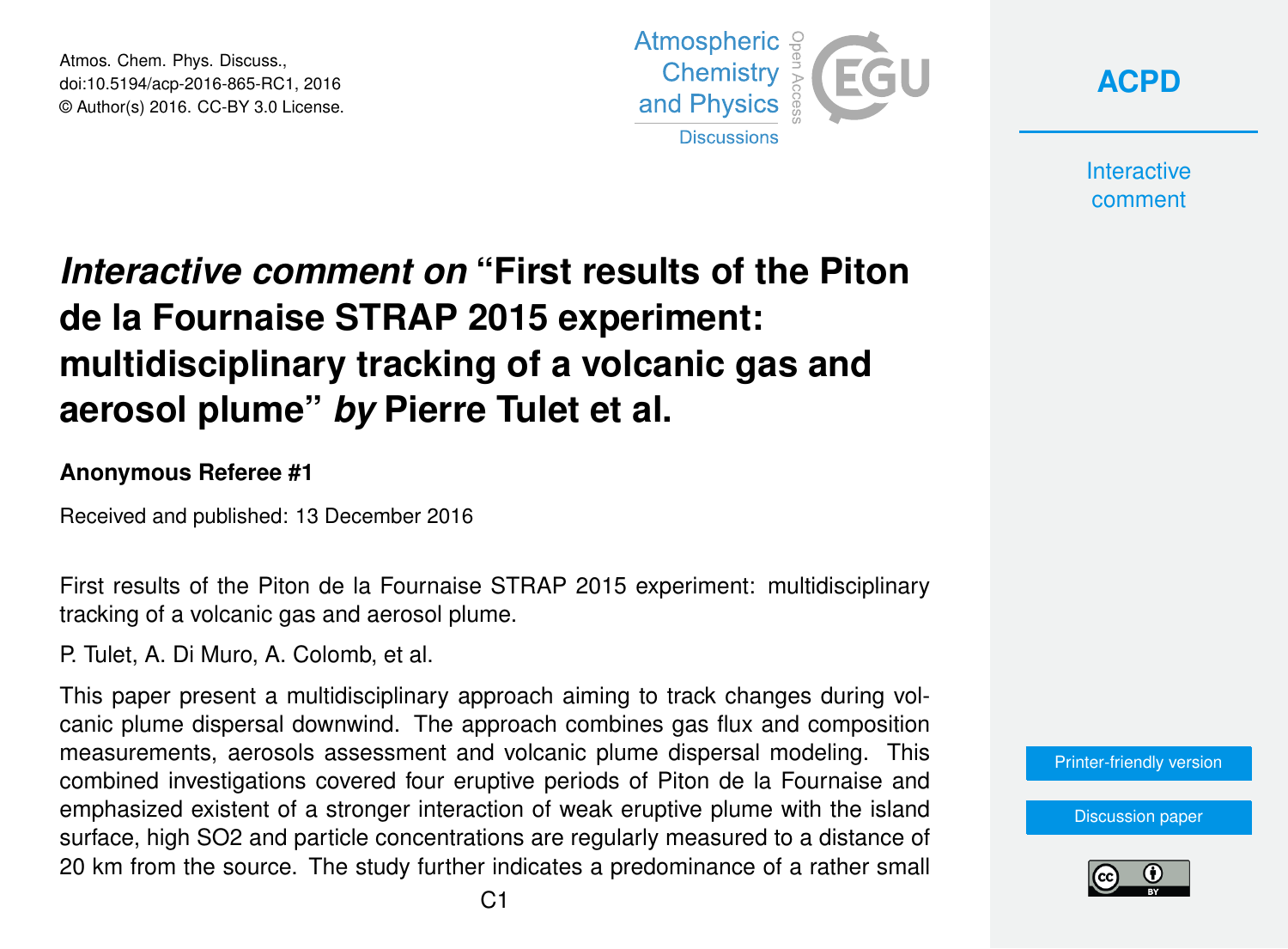Atmos. Chem. Phys. Discuss.,
doi:10.5194/acp-2016-865-RC1, 2016
© Author(s) 2016. CC-BY 3.0 License.

# *Interactive comment on* "First results of the Piton de la Fournaise STRAP 2015 experiment: multidisciplinary tracking of a volcanic gas and aerosol plume" *by* Pierre Tulet et al.

**Anonymous Referee #1**

Received and published: 13 December 2016

First results of the Piton de la Fournaise STRAP 2015 experiment: multidisciplinary tracking of a volcanic gas and aerosol plume.

P. Tulet, A. Di Muro, A. Colomb, et al.

This paper present a multidisciplinary approach aiming to track changes during volcanic plume dispersal downwind. The approach combines gas flux and composition measurements, aerosols assessment and volcanic plume dispersal modeling. This combined investigations covered four eruptive periods of Piton de la Fournaise and emphasized existent of a stronger interaction of weak eruptive plume with the island surface, high $SO_2$ and particle concentrations are regularly measured to a distance of 20 km from the source. The study further indicates a predominance of a rather small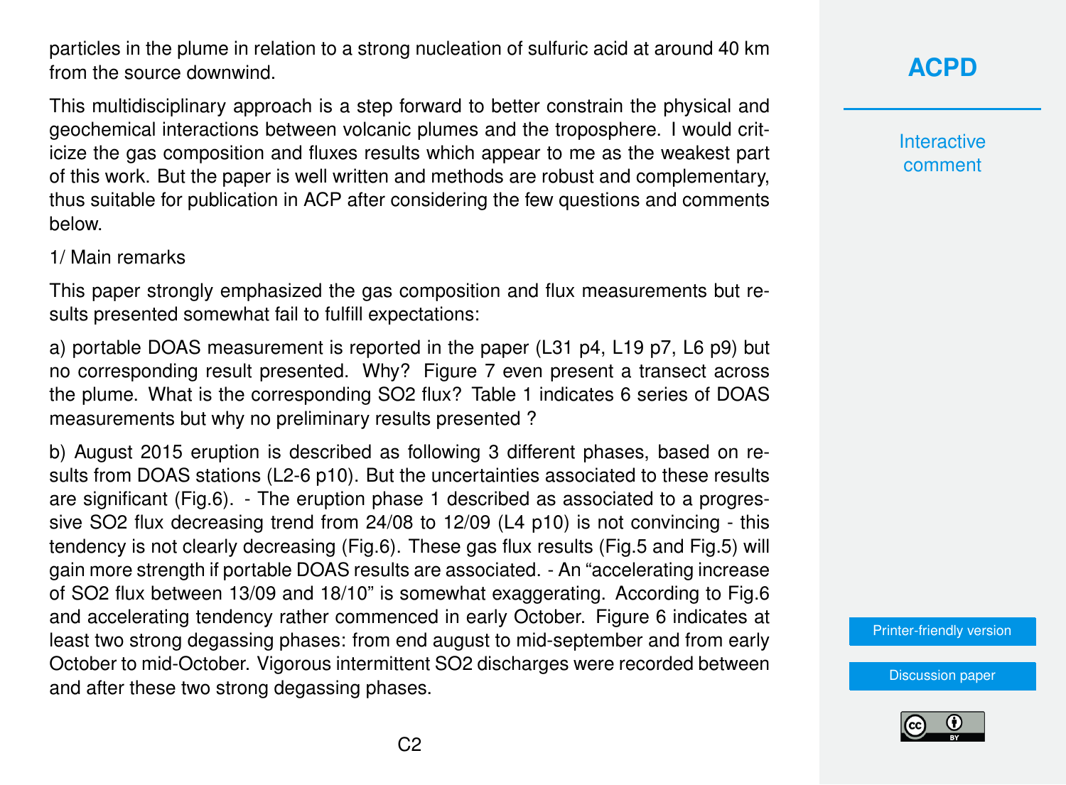particles in the plume in relation to a strong nucleation of sulfuric acid at around 40 km from the source downwind.

This multidisciplinary approach is a step forward to better constrain the physical and geochemical interactions between volcanic plumes and the troposphere. I would criticize the gas composition and fluxes results which appear to me as the weakest part of this work. But the paper is well written and methods are robust and complementary, thus suitable for publication in ACP after considering the few questions and comments below.

1/ Main remarks

This paper strongly emphasized the gas composition and flux measurements but results presented somewhat fail to fulfill expectations:

a) portable DOAS measurement is reported in the paper (L31 p4, L19 p7, L6 p9) but no corresponding result presented. Why? Figure 7 even present a transect across the plume. What is the corresponding $SO_2$ flux? Table 1 indicates 6 series of DOAS measurements but why no preliminary results presented ?

b) August 2015 eruption is described as following 3 different phases, based on results from DOAS stations (L2-6 p10). But the uncertainties associated to these results are significant (Fig.6). - The eruption phase 1 described as associated to a progressive $SO_2$ flux decreasing trend from 24/08 to 12/09 (L4 p10) is not convincing - this tendency is not clearly decreasing (Fig.6). These gas flux results (Fig.5 and Fig.5) will gain more strength if portable DOAS results are associated. - An "accelerating increase of $SO_2$ flux between 13/09 and 18/10" is somewhat exaggerating. According to Fig.6 and accelerating tendency rather commenced in early October. Figure 6 indicates at least two strong degassing phases: from end august to mid-september and from early October to mid-October. Vigorous intermittent $SO_2$ discharges were recorded between and after these two strong degassing phases.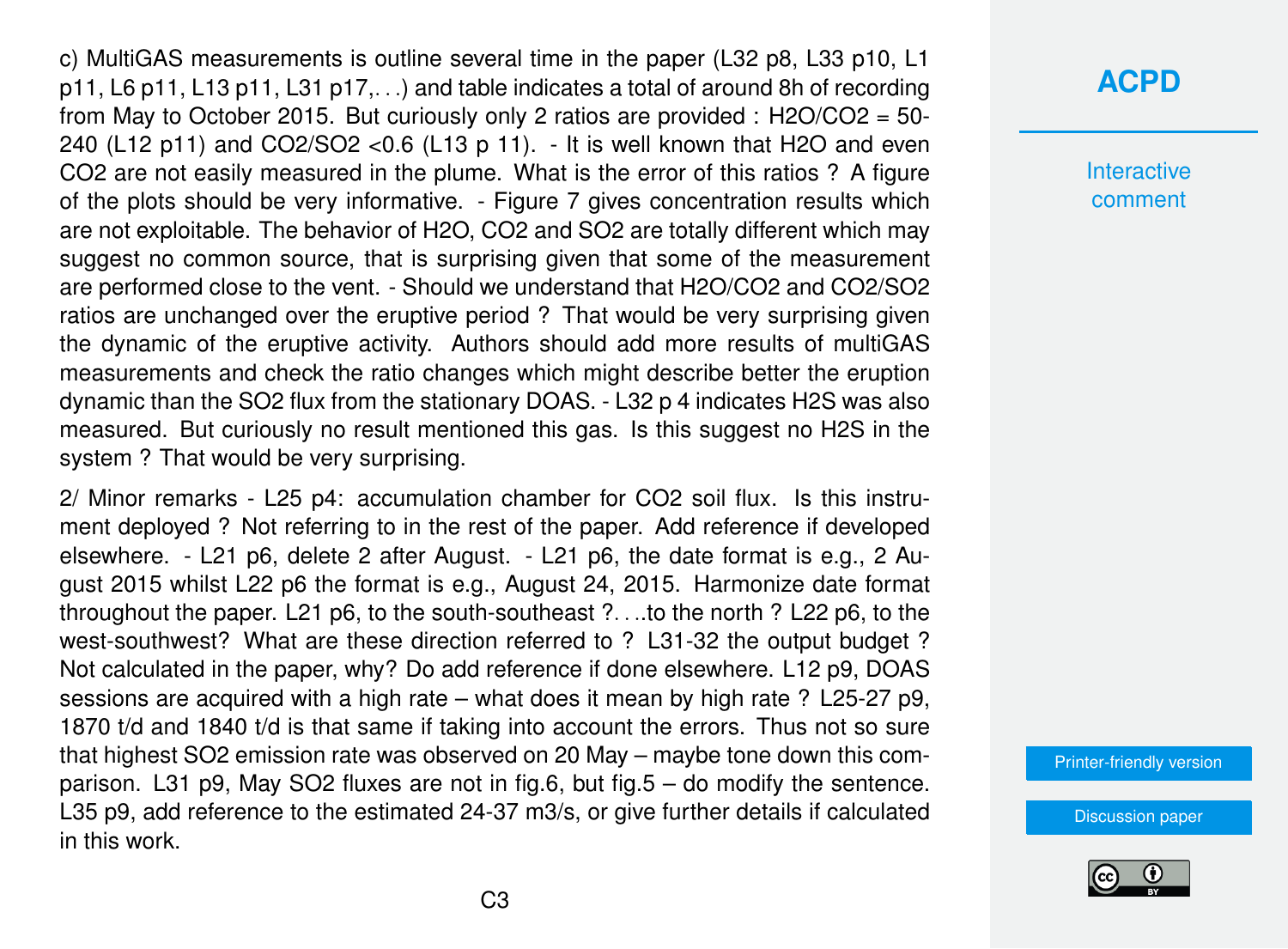c) MultiGAS measurements is outline several time in the paper (L32 p8, L33 p10, L1 p11, L6 p11, L13 p11, L31 p17,. . .) and table indicates a total of around 8h of recording from May to October 2015. But curiously only 2 ratios are provided : $H_2O/CO_2$ = 50-240 (L12 p11) and $CO_2/SO_2$ <0.6 (L13 p 11). - It is well known that $H_2O$ and even $CO_2$ are not easily measured in the plume. What is the error of this ratios ? A figure of the plots should be very informative. - Figure 7 gives concentration results which are not exploitable. The behavior of $H_2O$, $CO_2$ and $SO_2$ are totally different which may suggest no common source, that is surprising given that some of the measurement are performed close to the vent. - Should we understand that $H_2O/CO_2$ and $CO_2/SO_2$ ratios are unchanged over the eruptive period ? That would be very surprising given the dynamic of the eruptive activity. Authors should add more results of multiGAS measurements and check the ratio changes which might describe better the eruption dynamic than the $SO_2$ flux from the stationary DOAS. - L32 p 4 indicates $H_2S$ was also measured. But curiously no result mentioned this gas. Is this suggest no $H_2S$ in the system ? That would be very surprising.

2/ Minor remarks - L25 p4: accumulation chamber for $CO_2$ soil flux. Is this instrument deployed ? Not referring to in the rest of the paper. Add reference if developed elsewhere. - L21 p6, delete 2 after August. - L21 p6, the date format is e.g., 2 August 2015 whilst L22 p6 the format is e.g., August 24, 2015. Harmonize date format throughout the paper. L21 p6, to the south-southeast ?. . ..to the north ? L22 p6, to the west-southwest? What are these direction referred to ? L31-32 the output budget ? Not calculated in the paper, why? Do add reference if done elsewhere. L12 p9, DOAS sessions are acquired with a high rate – what does it mean by high rate ? L25-27 p9, 1870 t/d and 1840 t/d is that same if taking into account the errors. Thus not so sure that highest $SO_2$ emission rate was observed on 20 May – maybe tone down this comparison. L31 p9, May $SO_2$ fluxes are not in fig.6, but fig.5 – do modify the sentence. L35 p9, add reference to the estimated 24-37 m3/s, or give further details if calculated in this work.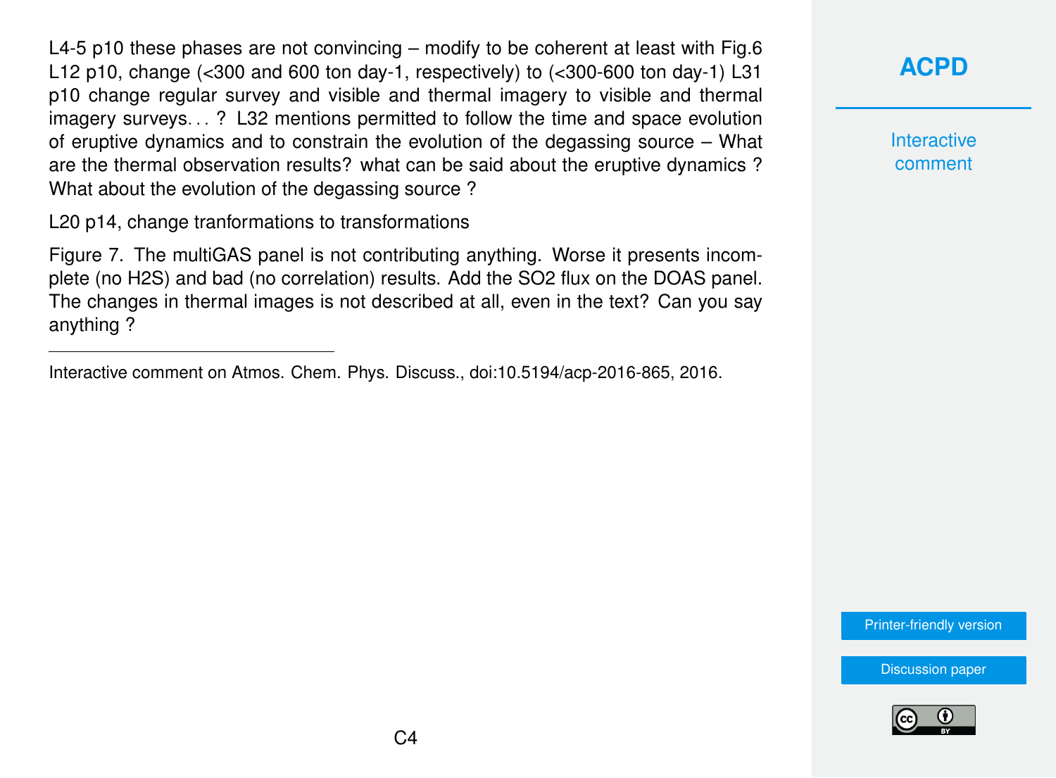L4-5 p10 these phases are not convincing – modify to be coherent at least with Fig.6 L12 p10, change (<300 and 600 ton day-1, respectively) to (<300-600 ton day-1) L31 p10 change regular survey and visible and thermal imagery to visible and thermal imagery surveys. . . ? L32 mentions permitted to follow the time and space evolution of eruptive dynamics and to constrain the evolution of the degassing source – What are the thermal observation results? what can be said about the eruptive dynamics ? What about the evolution of the degassing source ?

L20 p14, change tranformations to transformations

Figure 7. The multiGAS panel is not contributing anything. Worse it presents incomplete (no $H_2S$) and bad (no correlation) results. Add the $SO_2$ flux on the DOAS panel. The changes in thermal images is not described at all, even in the text? Can you say anything ?

---

Interactive comment on Atmos. Chem. Phys. Discuss., doi:10.5194/acp-2016-865, 2016.